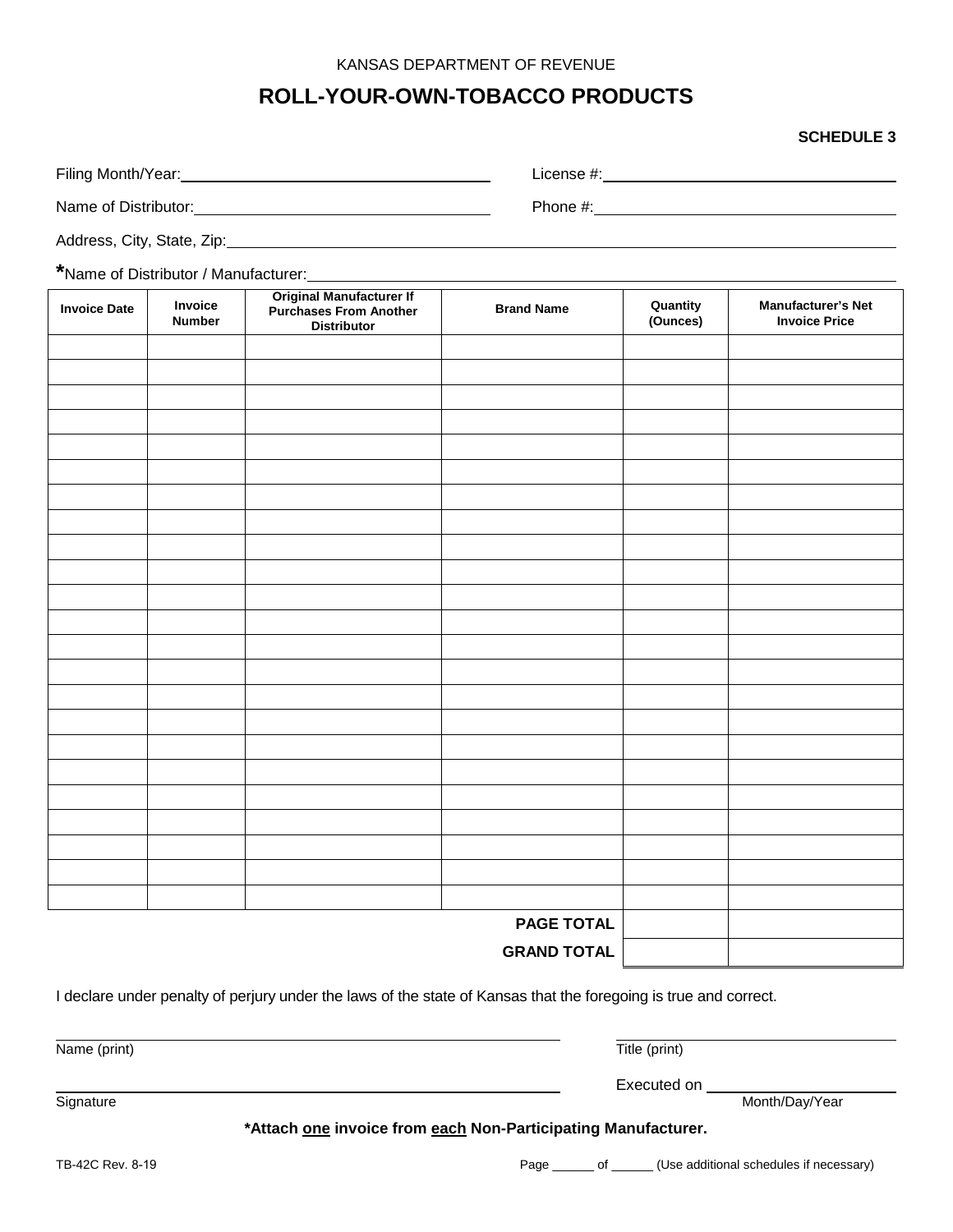KANSAS DEPARTMENT OF REVENUE

# ROLL-YOUR-OWN-TOBACCO PRODUCTS

**SCHEDULE 3**

Filing Month/Year: ____________________ License #: ____________________

Name of Distributor: ____________________ Phone #: ____________________

Address, City, State, Zip: ____________________

***Name of Distributor / Manufacturer:** ____________________

| Invoice Date | Invoice Number | Original Manufacturer If Purchases From Another Distributor | Brand Name | Quantity (Ounces) | Manufacturer's Net Invoice Price |
|---|---|---|---|---|---|
| | | | | | |
| | | | | | |
| | | | | | |
| | | | | | |
| | | | | | |
| | | | | | |
| | | | | | |
| | | | | | |
| | | | | | |
| | | | | | |
| | | | | | |
| | | | | | |
| | | | | | |
| | | | | | |
| | | | | | |
| | | | | | |
| | | | | | |
| | | | | | |
| | | | | | |
| | | | | | |
| | | | | | |
| | | | | | |
| | | | | | |
| | | | **PAGE TOTAL** | | |
| | | | **GRAND TOTAL** | | |

I declare under penalty of perjury under the laws of the state of Kansas that the foregoing is true and correct.

____________________ Name (print) ____________________ Title (print)

____________________ Signature Executed on ____________________ Month/Day/Year

**\*Attach one invoice from each Non-Participating Manufacturer.**

TB-42C Rev. 8-19

Page ______ of ______ (Use additional schedules if necessary)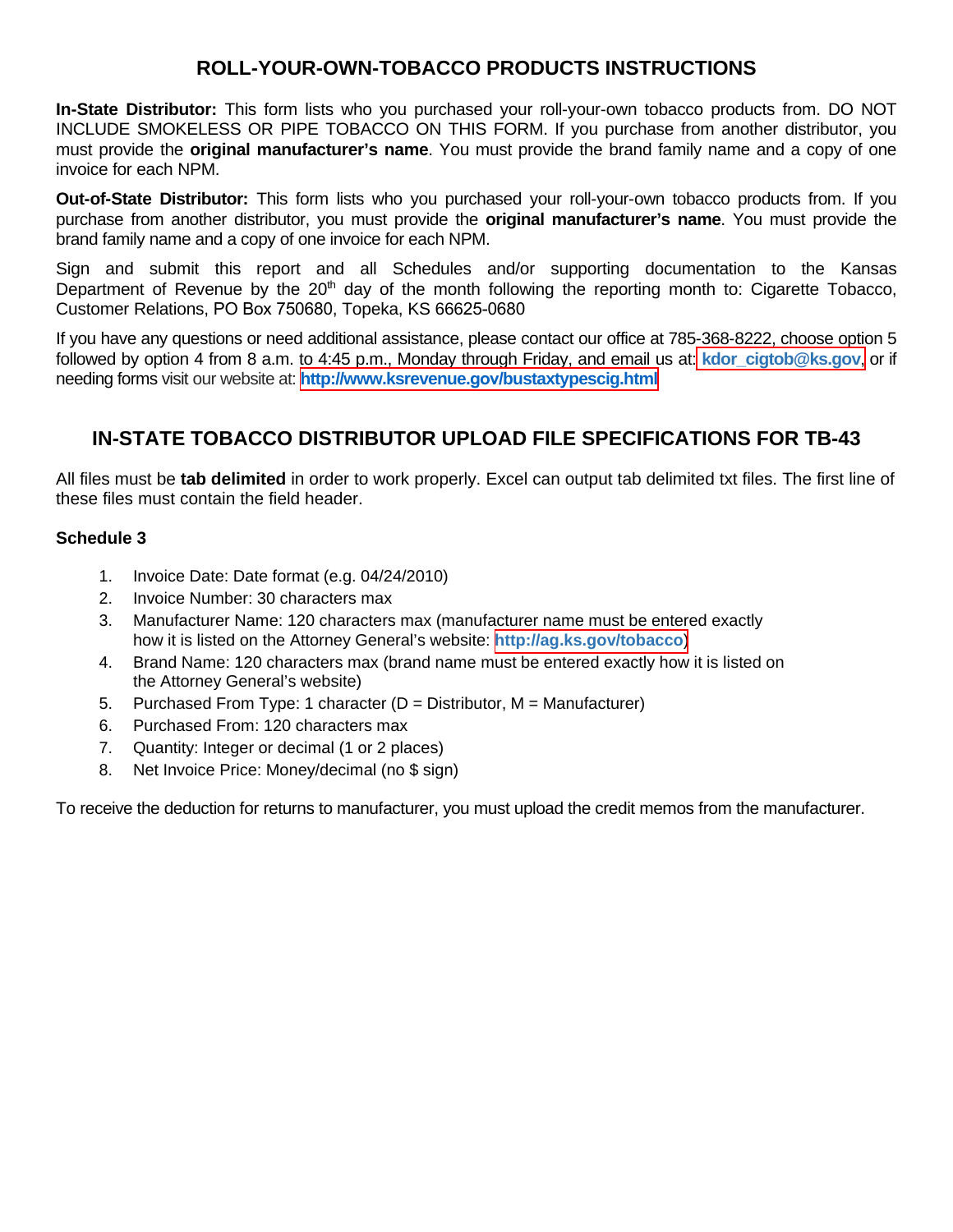## ROLL-YOUR-OWN-TOBACCO PRODUCTS INSTRUCTIONS

**In-State Distributor:** This form lists who you purchased your roll-your-own tobacco products from. DO NOT INCLUDE SMOKELESS OR PIPE TOBACCO ON THIS FORM. If you purchase from another distributor, you must provide the **original manufacturer's name**. You must provide the brand family name and a copy of one invoice for each NPM.

**Out-of-State Distributor:** This form lists who you purchased your roll-your-own tobacco products from. If you purchase from another distributor, you must provide the **original manufacturer's name**. You must provide the brand family name and a copy of one invoice for each NPM.

Sign and submit this report and all Schedules and/or supporting documentation to the Kansas Department of Revenue by the 20th day of the month following the reporting month to: Cigarette Tobacco, Customer Relations, PO Box 750680, Topeka, KS 66625-0680

If you have any questions or need additional assistance, please contact our office at 785-368-8222, choose option 5 followed by option 4 from 8 a.m. to 4:45 p.m., Monday through Friday, and email us at: **kdor_cigtob@ks.gov**, or if needing forms visit our website at: **http://www.ksrevenue.gov/bustaxtypescig.html**

## IN-STATE TOBACCO DISTRIBUTOR UPLOAD FILE SPECIFICATIONS FOR TB-43

All files must be **tab delimited** in order to work properly. Excel can output tab delimited txt files. The first line of these files must contain the field header.

### Schedule 3

1. Invoice Date: Date format (e.g. 04/24/2010)
2. Invoice Number: 30 characters max
3. Manufacturer Name: 120 characters max (manufacturer name must be entered exactly how it is listed on the Attorney General's website: **http://ag.ks.gov/tobacco**)
4. Brand Name: 120 characters max (brand name must be entered exactly how it is listed on the Attorney General's website)
5. Purchased From Type: 1 character (D = Distributor, M = Manufacturer)
6. Purchased From: 120 characters max
7. Quantity: Integer or decimal (1 or 2 places)
8. Net Invoice Price: Money/decimal (no $ sign)

To receive the deduction for returns to manufacturer, you must upload the credit memos from the manufacturer.